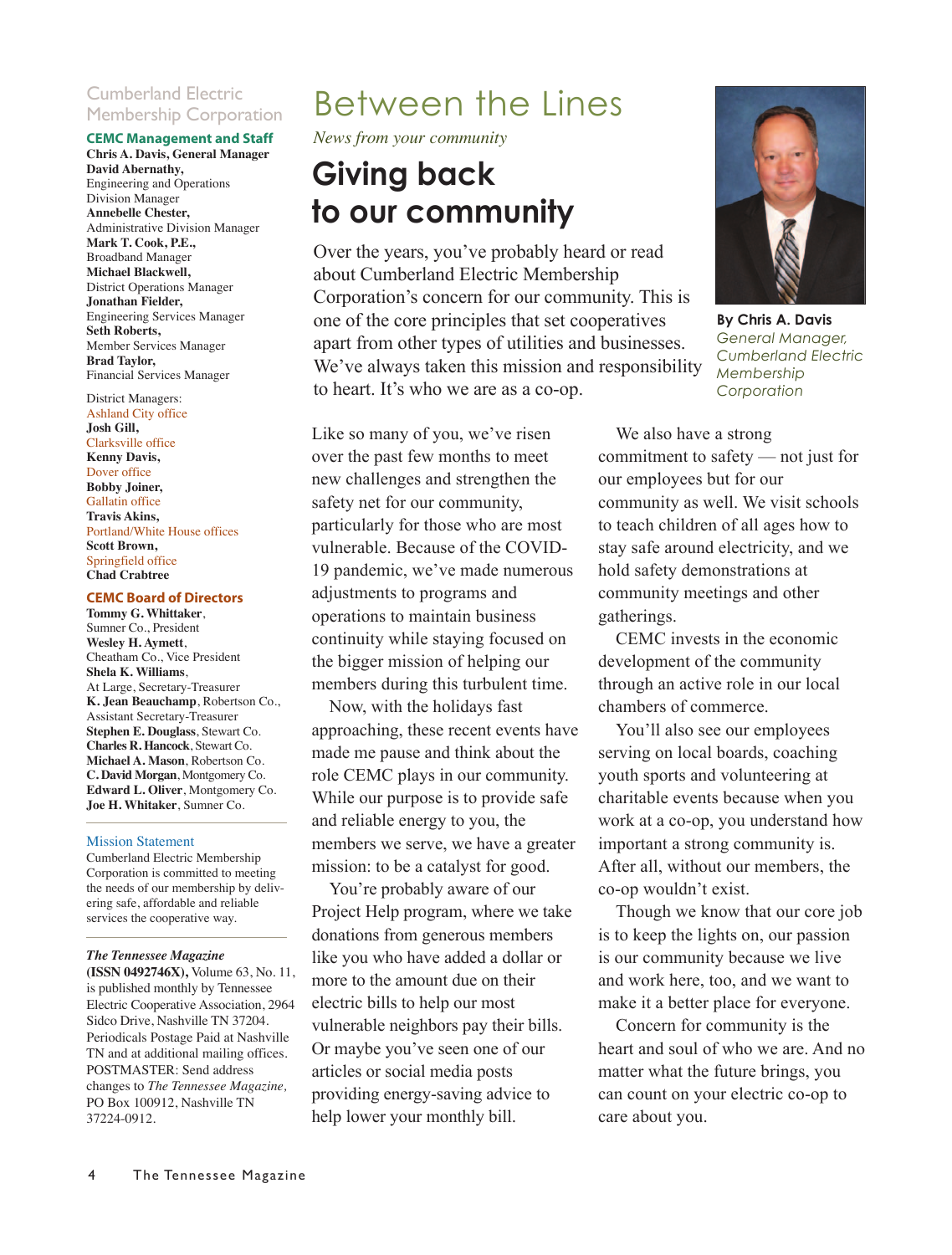Cumberland Electric Membership Corporation

**CEMC Management and Staff**

**Chris A. Davis, General Manager**
**David Abernathy,** Engineering and Operations Division Manager
**Annebelle Chester,** Administrative Division Manager
**Mark T. Cook, P.E.,** Broadband Manager
**Michael Blackwell,** District Operations Manager
**Jonathan Fielder,** Engineering Services Manager
**Seth Roberts,** Member Services Manager
**Brad Taylor,** Financial Services Manager

District Managers:
Ashland City office
**Josh Gill,**
Clarksville office
**Kenny Davis,**
Dover office
**Bobby Joiner,**
Gallatin office
**Travis Akins,**
Portland/White House offices
**Scott Brown,**
Springfield office
**Chad Crabtree**

**CEMC Board of Directors**

**Tommy G. Whittaker**, Sumner Co., President
**Wesley H. Aymett**, Cheatham Co., Vice President
**Shela K. Williams**, At Large, Secretary-Treasurer
**K. Jean Beauchamp**, Robertson Co., Assistant Secretary-Treasurer
**Stephen E. Douglass**, Stewart Co.
**Charles R. Hancock**, Stewart Co.
**Michael A. Mason**, Robertson Co.
**C. David Morgan**, Montgomery Co.
**Edward L. Oliver**, Montgomery Co.
**Joe H. Whitaker**, Sumner Co.

Mission Statement

Cumberland Electric Membership Corporation is committed to meeting the needs of our membership by delivering safe, affordable and reliable services the cooperative way.

***The Tennessee Magazine*** **(ISSN 0492746X),** Volume 63, No. 11, is published monthly by Tennessee Electric Cooperative Association, 2964 Sidco Drive, Nashville TN 37204. Periodicals Postage Paid at Nashville TN and at additional mailing offices. POSTMASTER: Send address changes to *The Tennessee Magazine,* PO Box 100912, Nashville TN 37224-0912.

# Between the Lines

*News from your community*

## Giving back to our community

**By Chris A. Davis**
*General Manager, Cumberland Electric Membership Corporation*

Over the years, you've probably heard or read about Cumberland Electric Membership Corporation's concern for our community. This is one of the core principles that set cooperatives apart from other types of utilities and businesses. We've always taken this mission and responsibility to heart. It's who we are as a co-op.

Like so many of you, we've risen over the past few months to meet new challenges and strengthen the safety net for our community, particularly for those who are most vulnerable. Because of the COVID-19 pandemic, we've made numerous adjustments to programs and operations to maintain business continuity while staying focused on the bigger mission of helping our members during this turbulent time.

Now, with the holidays fast approaching, these recent events have made me pause and think about the role CEMC plays in our community. While our purpose is to provide safe and reliable energy to you, the members we serve, we have a greater mission: to be a catalyst for good.

You're probably aware of our Project Help program, where we take donations from generous members like you who have added a dollar or more to the amount due on their electric bills to help our most vulnerable neighbors pay their bills. Or maybe you've seen one of our articles or social media posts providing energy-saving advice to help lower your monthly bill.

We also have a strong commitment to safety — not just for our employees but for our community as well. We visit schools to teach children of all ages how to stay safe around electricity, and we hold safety demonstrations at community meetings and other gatherings.

CEMC invests in the economic development of the community through an active role in our local chambers of commerce.

You'll also see our employees serving on local boards, coaching youth sports and volunteering at charitable events because when you work at a co-op, you understand how important a strong community is. After all, without our members, the co-op wouldn't exist.

Though we know that our core job is to keep the lights on, our passion is our community because we live and work here, too, and we want to make it a better place for everyone.

Concern for community is the heart and soul of who we are. And no matter what the future brings, you can count on your electric co-op to care about you.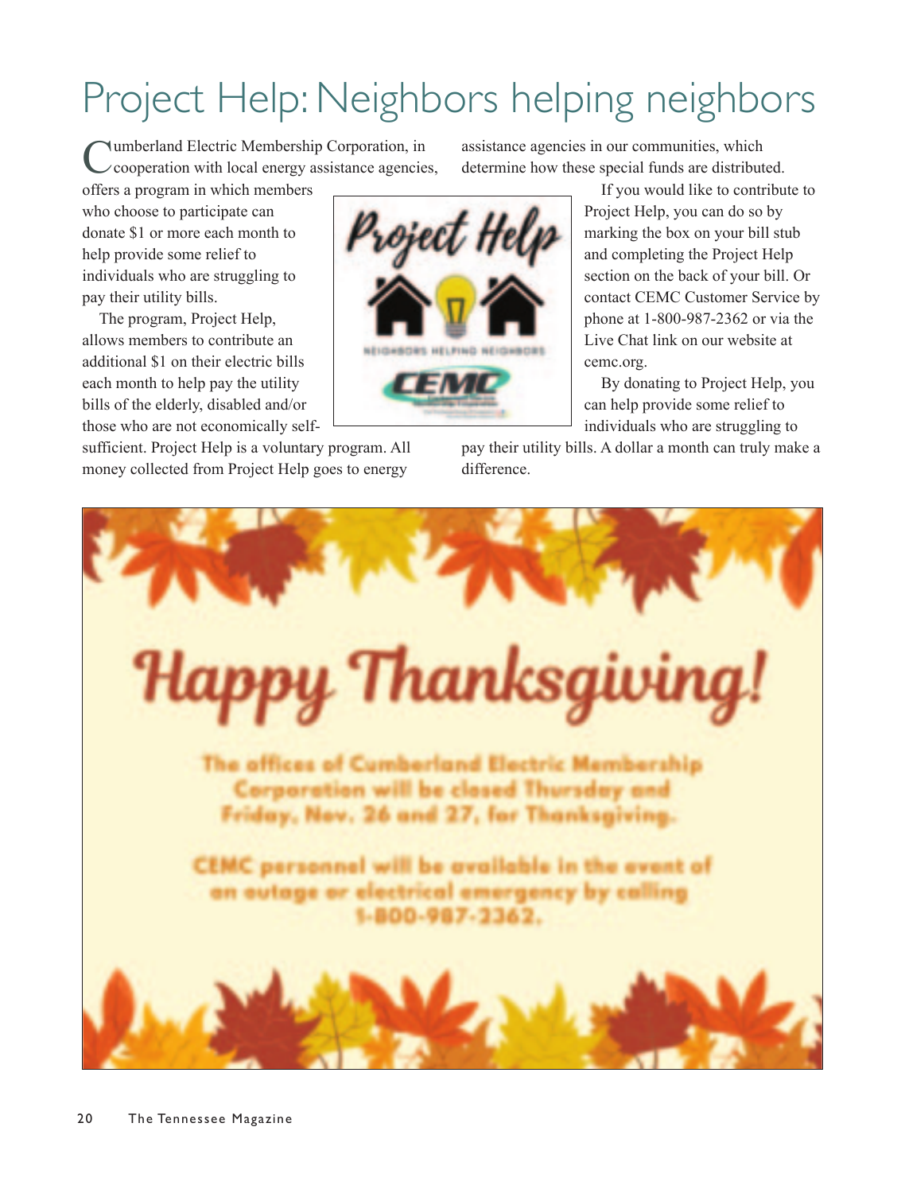# Project Help: Neighbors helping neighbors

Cumberland Electric Membership Corporation, in cooperation with local energy assistance agencies, offers a program in which members who choose to participate can donate $1 or more each month to help provide some relief to individuals who are struggling to pay their utility bills.

The program, Project Help, allows members to contribute an additional $1 on their electric bills each month to help pay the utility bills of the elderly, disabled and/or those who are not economically self-sufficient. Project Help is a voluntary program. All money collected from Project Help goes to energy assistance agencies in our communities, which determine how these special funds are distributed.

If you would like to contribute to Project Help, you can do so by marking the box on your bill stub and completing the Project Help section on the back of your bill. Or contact CEMC Customer Service by phone at 1-800-987-2362 or via the Live Chat link on our website at cemc.org.

By donating to Project Help, you can help provide some relief to individuals who are struggling to pay their utility bills. A dollar a month can truly make a difference.

## Happy Thanksgiving!

The offices of Cumberland Electric Membership Corporation will be closed Thursday and Friday, Nov. 26 and 27, for Thanksgiving.

CEMC personnel will be available in the event of an outage or electrical emergency by calling 1-800-987-2362.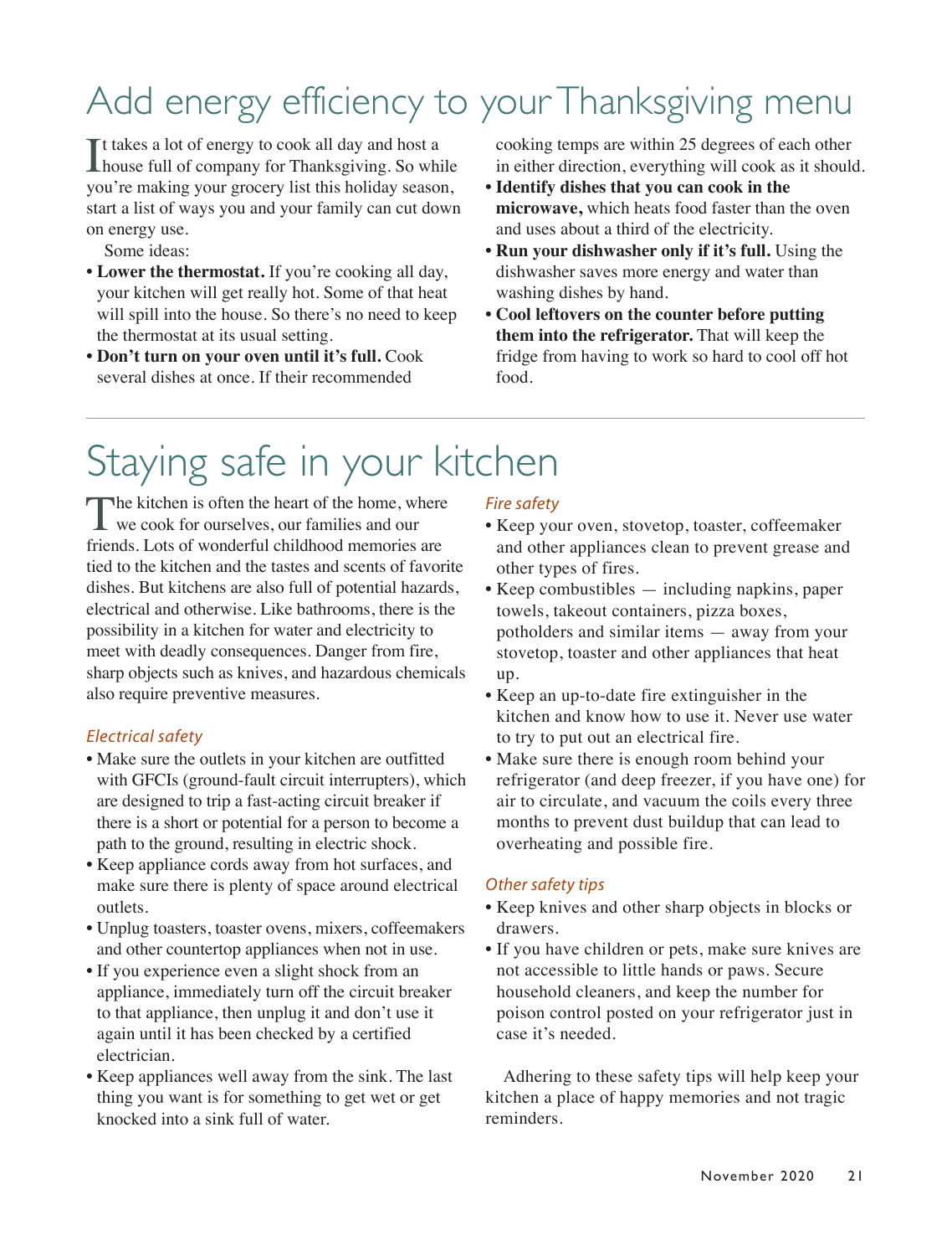# Add energy efficiency to your Thanksgiving menu

It takes a lot of energy to cook all day and host a house full of company for Thanksgiving. So while you're making your grocery list this holiday season, start a list of ways you and your family can cut down on energy use.

Some ideas:

- **Lower the thermostat.** If you're cooking all day, your kitchen will get really hot. Some of that heat will spill into the house. So there's no need to keep the thermostat at its usual setting.
- **Don't turn on your oven until it's full.** Cook several dishes at once. If their recommended cooking temps are within 25 degrees of each other in either direction, everything will cook as it should.
- **Identify dishes that you can cook in the microwave,** which heats food faster than the oven and uses about a third of the electricity.
- **Run your dishwasher only if it's full.** Using the dishwasher saves more energy and water than washing dishes by hand.
- **Cool leftovers on the counter before putting them into the refrigerator.** That will keep the fridge from having to work so hard to cool off hot food.

# Staying safe in your kitchen

The kitchen is often the heart of the home, where we cook for ourselves, our families and our friends. Lots of wonderful childhood memories are tied to the kitchen and the tastes and scents of favorite dishes. But kitchens are also full of potential hazards, electrical and otherwise. Like bathrooms, there is the possibility in a kitchen for water and electricity to meet with deadly consequences. Danger from fire, sharp objects such as knives, and hazardous chemicals also require preventive measures.

### *Electrical safety*

- Make sure the outlets in your kitchen are outfitted with GFCIs (ground-fault circuit interrupters), which are designed to trip a fast-acting circuit breaker if there is a short or potential for a person to become a path to the ground, resulting in electric shock.
- Keep appliance cords away from hot surfaces, and make sure there is plenty of space around electrical outlets.
- Unplug toasters, toaster ovens, mixers, coffeemakers and other countertop appliances when not in use.
- If you experience even a slight shock from an appliance, immediately turn off the circuit breaker to that appliance, then unplug it and don't use it again until it has been checked by a certified electrician.
- Keep appliances well away from the sink. The last thing you want is for something to get wet or get knocked into a sink full of water.

### *Fire safety*

- Keep your oven, stovetop, toaster, coffeemaker and other appliances clean to prevent grease and other types of fires.
- Keep combustibles — including napkins, paper towels, takeout containers, pizza boxes, potholders and similar items — away from your stovetop, toaster and other appliances that heat up.
- Keep an up-to-date fire extinguisher in the kitchen and know how to use it. Never use water to try to put out an electrical fire.
- Make sure there is enough room behind your refrigerator (and deep freezer, if you have one) for air to circulate, and vacuum the coils every three months to prevent dust buildup that can lead to overheating and possible fire.

### *Other safety tips*

- Keep knives and other sharp objects in blocks or drawers.
- If you have children or pets, make sure knives are not accessible to little hands or paws. Secure household cleaners, and keep the number for poison control posted on your refrigerator just in case it's needed.

Adhering to these safety tips will help keep your kitchen a place of happy memories and not tragic reminders.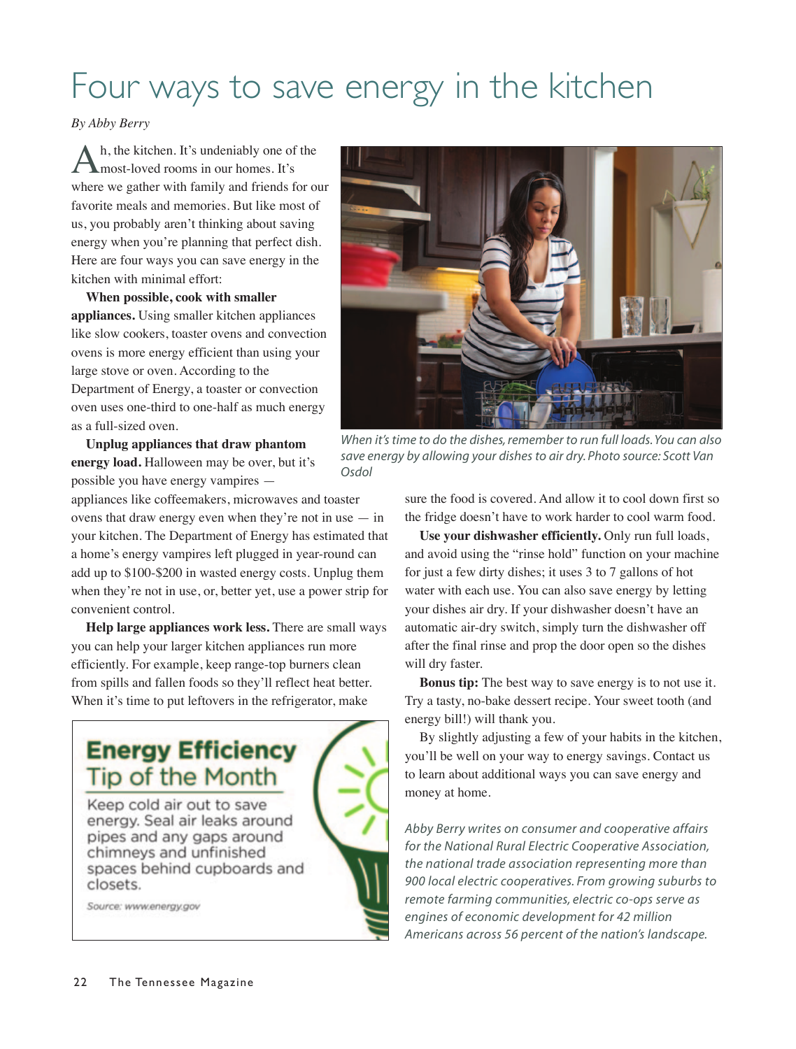# Four ways to save energy in the kitchen

*By Abby Berry*

Ah, the kitchen. It's undeniably one of the most-loved rooms in our homes. It's where we gather with family and friends for our favorite meals and memories. But like most of us, you probably aren't thinking about saving energy when you're planning that perfect dish. Here are four ways you can save energy in the kitchen with minimal effort:

**When possible, cook with smaller appliances.** Using smaller kitchen appliances like slow cookers, toaster ovens and convection ovens is more energy efficient than using your large stove or oven. According to the Department of Energy, a toaster or convection oven uses one-third to one-half as much energy as a full-sized oven.

**Unplug appliances that draw phantom energy load.** Halloween may be over, but it's possible you have energy vampires — appliances like coffeemakers, microwaves and toaster ovens that draw energy even when they're not in use — in your kitchen. The Department of Energy has estimated that a home's energy vampires left plugged in year-round can add up to $100-$200 in wasted energy costs. Unplug them when they're not in use, or, better yet, use a power strip for convenient control.

**Help large appliances work less.** There are small ways you can help your larger kitchen appliances run more efficiently. For example, keep range-top burners clean from spills and fallen foods so they'll reflect heat better. When it's time to put leftovers in the refrigerator, make sure the food is covered. And allow it to cool down first so the fridge doesn't have to work harder to cool warm food.

**Use your dishwasher efficiently.** Only run full loads, and avoid using the "rinse hold" function on your machine for just a few dirty dishes; it uses 3 to 7 gallons of hot water with each use. You can also save energy by letting your dishes air dry. If your dishwasher doesn't have an automatic air-dry switch, simply turn the dishwasher off after the final rinse and prop the door open so the dishes will dry faster.

**Bonus tip:** The best way to save energy is to not use it. Try a tasty, no-bake dessert recipe. Your sweet tooth (and energy bill!) will thank you.

By slightly adjusting a few of your habits in the kitchen, you'll be well on your way to energy savings. Contact us to learn about additional ways you can save energy and money at home.

*When it's time to do the dishes, remember to run full loads. You can also save energy by allowing your dishes to air dry. Photo source: Scott Van Osdol*

*Abby Berry writes on consumer and cooperative affairs for the National Rural Electric Cooperative Association, the national trade association representing more than 900 local electric cooperatives. From growing suburbs to remote farming communities, electric co-ops serve as engines of economic development for 42 million Americans across 56 percent of the nation's landscape.*

## Energy Efficiency Tip of the Month

Keep cold air out to save energy. Seal air leaks around pipes and any gaps around chimneys and unfinished spaces behind cupboards and closets.

Source: www.energy.gov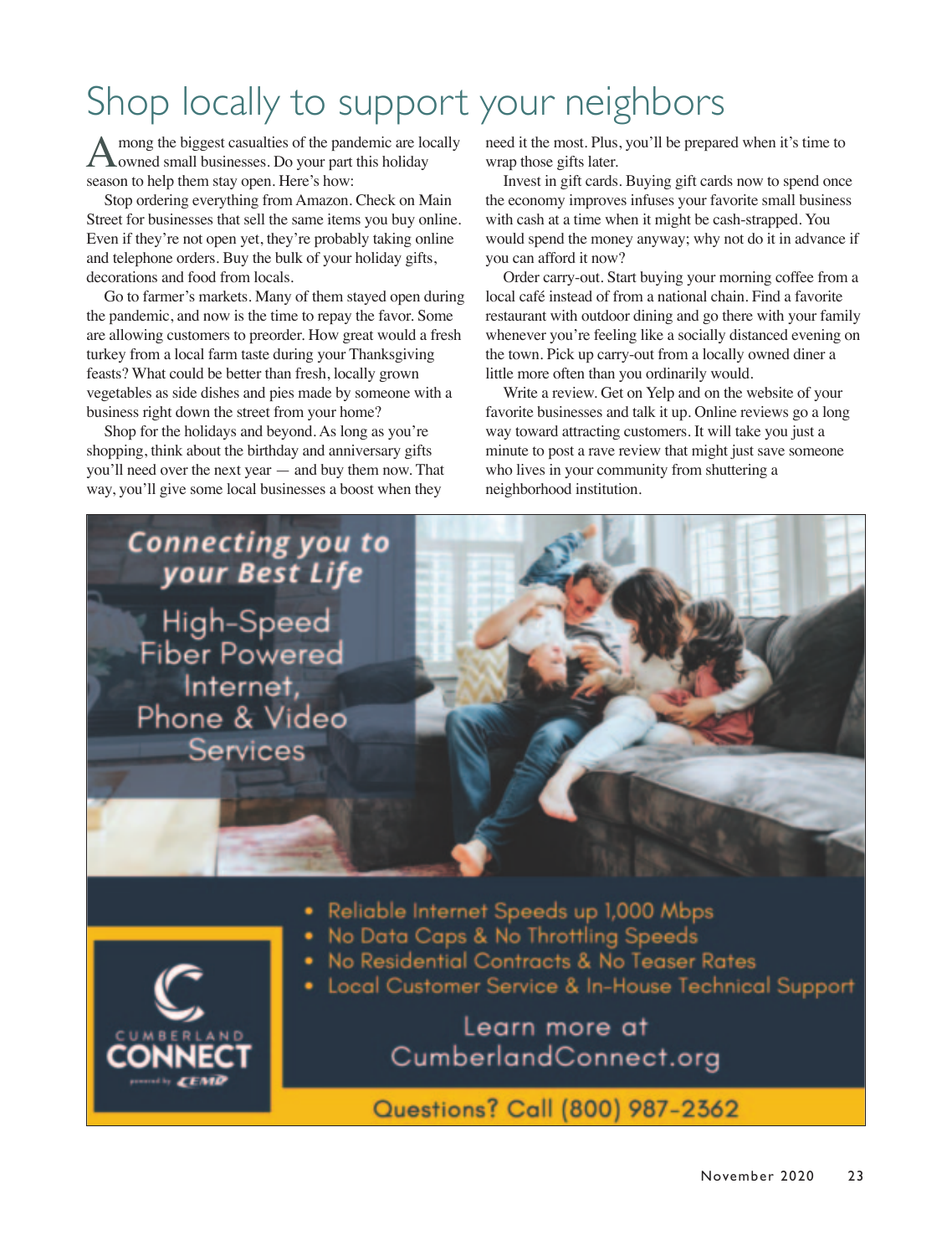# Shop locally to support your neighbors

Among the biggest casualties of the pandemic are locally owned small businesses. Do your part this holiday season to help them stay open. Here's how:

Stop ordering everything from Amazon. Check on Main Street for businesses that sell the same items you buy online. Even if they're not open yet, they're probably taking online and telephone orders. Buy the bulk of your holiday gifts, decorations and food from locals.

Go to farmer's markets. Many of them stayed open during the pandemic, and now is the time to repay the favor. Some are allowing customers to preorder. How great would a fresh turkey from a local farm taste during your Thanksgiving feasts? What could be better than fresh, locally grown vegetables as side dishes and pies made by someone with a business right down the street from your home?

Shop for the holidays and beyond. As long as you're shopping, think about the birthday and anniversary gifts you'll need over the next year — and buy them now. That way, you'll give some local businesses a boost when they need it the most. Plus, you'll be prepared when it's time to wrap those gifts later.

Invest in gift cards. Buying gift cards now to spend once the economy improves infuses your favorite small business with cash at a time when it might be cash-strapped. You would spend the money anyway; why not do it in advance if you can afford it now?

Order carry-out. Start buying your morning coffee from a local café instead of from a national chain. Find a favorite restaurant with outdoor dining and go there with your family whenever you're feeling like a socially distanced evening on the town. Pick up carry-out from a locally owned diner a little more often than you ordinarily would.

Write a review. Get on Yelp and on the website of your favorite businesses and talk it up. Online reviews go a long way toward attracting customers. It will take you just a minute to post a rave review that might just save someone who lives in your community from shuttering a neighborhood institution.

**Connecting you to your Best Life**

High-Speed Fiber Powered Internet, Phone & Video Services

- Reliable Internet Speeds up 1,000 Mbps
- No Data Caps & No Throttling Speeds
- No Residential Contracts & No Teaser Rates
- Local Customer Service & In-House Technical Support

CUMBERLAND CONNECT powered by CEMC

Learn more at CumberlandConnect.org

Questions? Call (800) 987-2362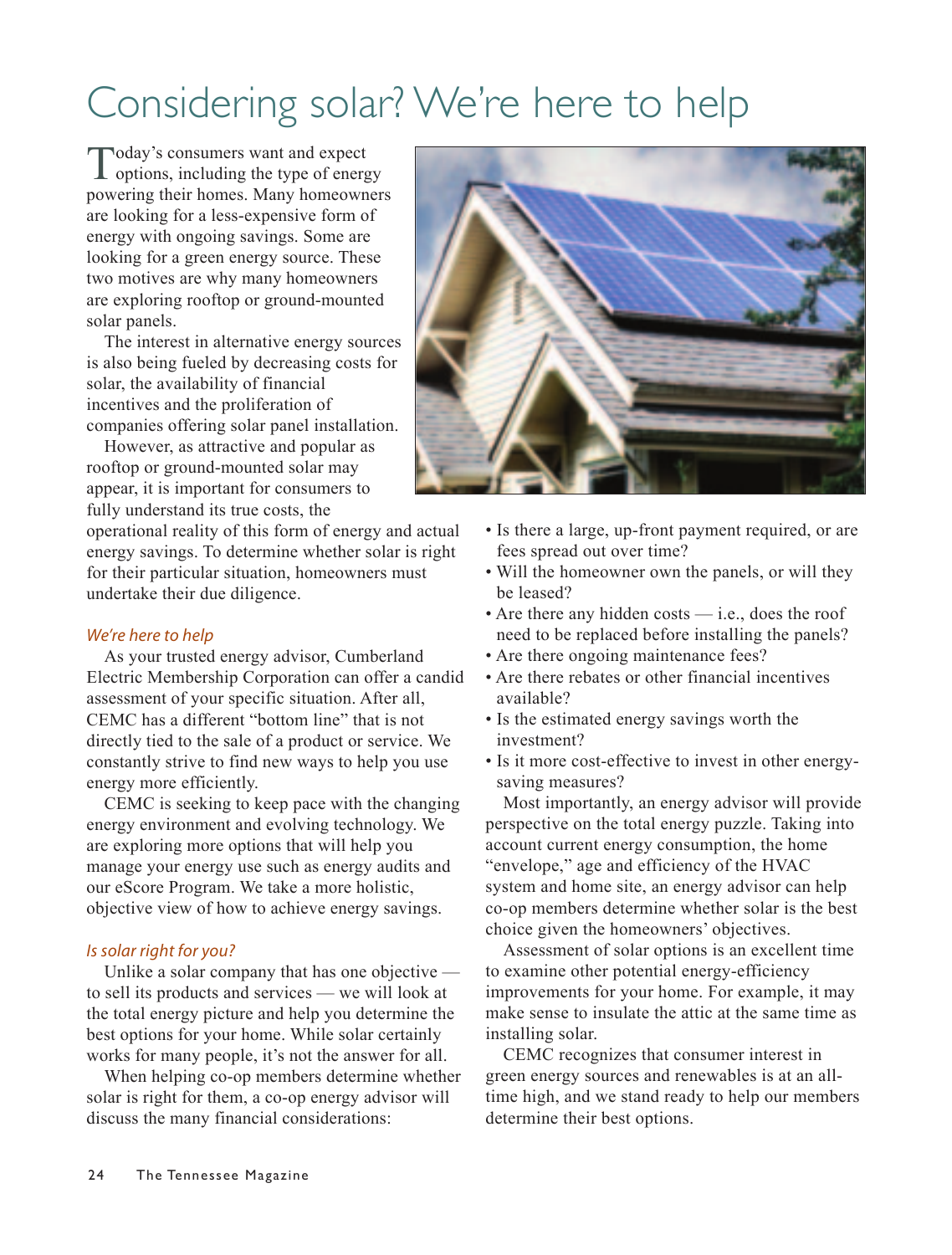# Considering solar? We're here to help

Today's consumers want and expect options, including the type of energy powering their homes. Many homeowners are looking for a less-expensive form of energy with ongoing savings. Some are looking for a green energy source. These two motives are why many homeowners are exploring rooftop or ground-mounted solar panels.

The interest in alternative energy sources is also being fueled by decreasing costs for solar, the availability of financial incentives and the proliferation of companies offering solar panel installation.

However, as attractive and popular as rooftop or ground-mounted solar may appear, it is important for consumers to fully understand its true costs, the operational reality of this form of energy and actual energy savings. To determine whether solar is right for their particular situation, homeowners must undertake their due diligence.

### *We're here to help*

As your trusted energy advisor, Cumberland Electric Membership Corporation can offer a candid assessment of your specific situation. After all, CEMC has a different "bottom line" that is not directly tied to the sale of a product or service. We constantly strive to find new ways to help you use energy more efficiently.

CEMC is seeking to keep pace with the changing energy environment and evolving technology. We are exploring more options that will help you manage your energy use such as energy audits and our eScore Program. We take a more holistic, objective view of how to achieve energy savings.

### *Is solar right for you?*

Unlike a solar company that has one objective — to sell its products and services — we will look at the total energy picture and help you determine the best options for your home. While solar certainly works for many people, it's not the answer for all.

When helping co-op members determine whether solar is right for them, a co-op energy advisor will discuss the many financial considerations:

- Is there a large, up-front payment required, or are fees spread out over time?
- Will the homeowner own the panels, or will they be leased?
- Are there any hidden costs — i.e., does the roof need to be replaced before installing the panels?
- Are there ongoing maintenance fees?
- Are there rebates or other financial incentives available?
- Is the estimated energy savings worth the investment?
- Is it more cost-effective to invest in other energy-saving measures?

Most importantly, an energy advisor will provide perspective on the total energy puzzle. Taking into account current energy consumption, the home "envelope," age and efficiency of the HVAC system and home site, an energy advisor can help co-op members determine whether solar is the best choice given the homeowners' objectives.

Assessment of solar options is an excellent time to examine other potential energy-efficiency improvements for your home. For example, it may make sense to insulate the attic at the same time as installing solar.

CEMC recognizes that consumer interest in green energy sources and renewables is at an all-time high, and we stand ready to help our members determine their best options.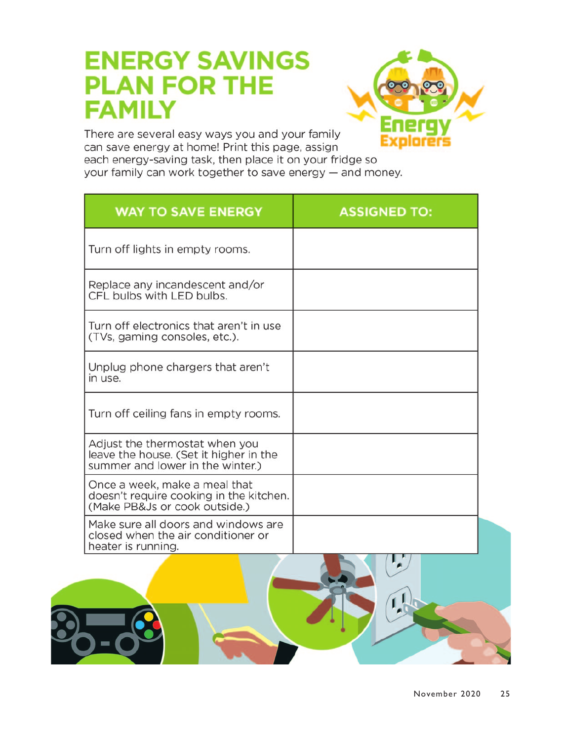# ENERGY SAVINGS PLAN FOR THE FAMILY

There are several easy ways you and your family can save energy at home! Print this page, assign each energy-saving task, then place it on your fridge so your family can work together to save energy — and money.

| WAY TO SAVE ENERGY | ASSIGNED TO: |
| --- | --- |
| Turn off lights in empty rooms. | |
| Replace any incandescent and/or CFL bulbs with LED bulbs. | |
| Turn off electronics that aren't in use (TVs, gaming consoles, etc.). | |
| Unplug phone chargers that aren't in use. | |
| Turn off ceiling fans in empty rooms. | |
| Adjust the thermostat when you leave the house. (Set it higher in the summer and lower in the winter.) | |
| Once a week, make a meal that doesn't require cooking in the kitchen. (Make PB&Js or cook outside.) | |
| Make sure all doors and windows are closed when the air conditioner or heater is running. | |